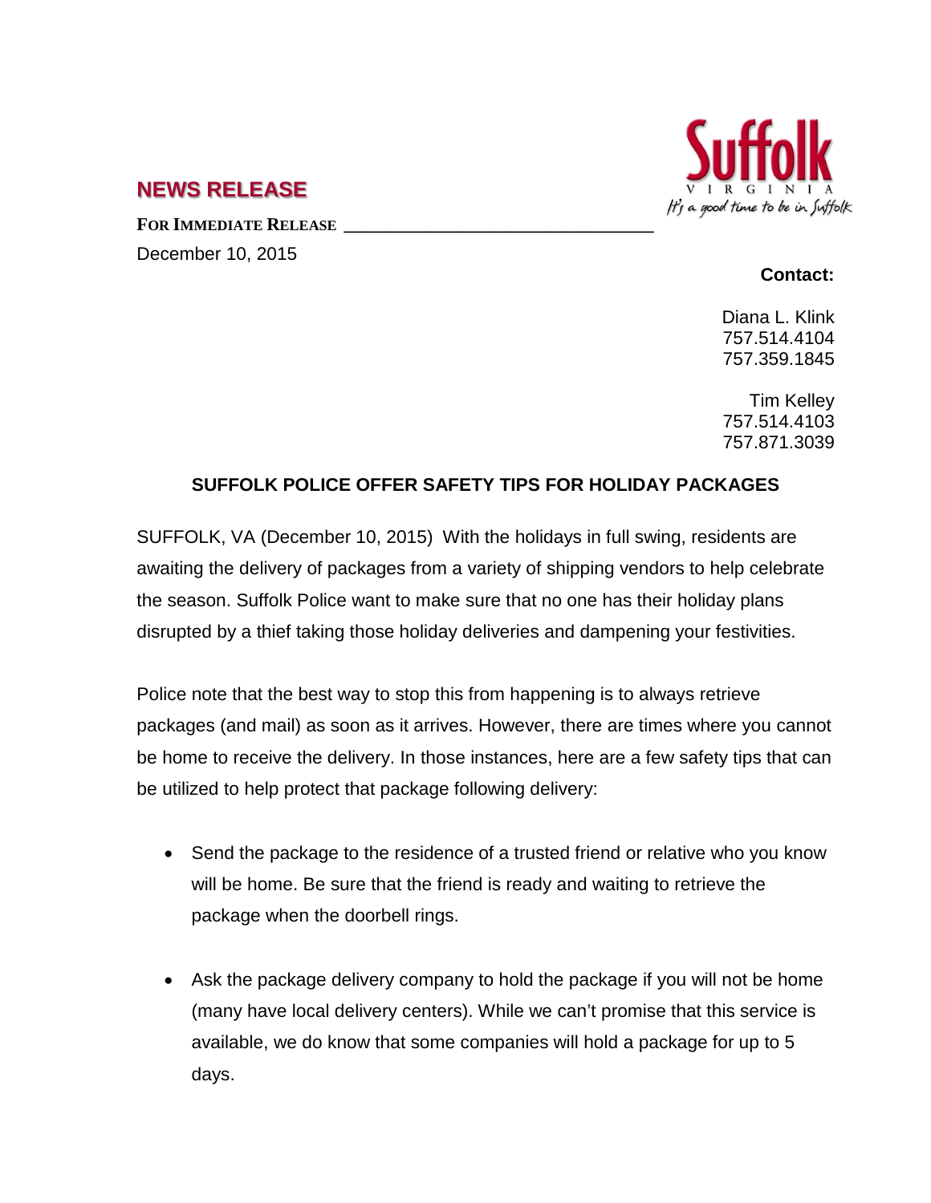## NEWS RELEASE

**FOR IMMEDIATE RELEASE**

December 10, 2015

**Contact:**

Diana L. Klink
757.514.4104
757.359.1845

Tim Kelley
757.514.4103
757.871.3039

### SUFFOLK POLICE OFFER SAFETY TIPS FOR HOLIDAY PACKAGES

SUFFOLK, VA (December 10, 2015) With the holidays in full swing, residents are awaiting the delivery of packages from a variety of shipping vendors to help celebrate the season. Suffolk Police want to make sure that no one has their holiday plans disrupted by a thief taking those holiday deliveries and dampening your festivities.

Police note that the best way to stop this from happening is to always retrieve packages (and mail) as soon as it arrives. However, there are times where you cannot be home to receive the delivery. In those instances, here are a few safety tips that can be utilized to help protect that package following delivery:

- Send the package to the residence of a trusted friend or relative who you know will be home. Be sure that the friend is ready and waiting to retrieve the package when the doorbell rings.
- Ask the package delivery company to hold the package if you will not be home (many have local delivery centers). While we can't promise that this service is available, we do know that some companies will hold a package for up to 5 days.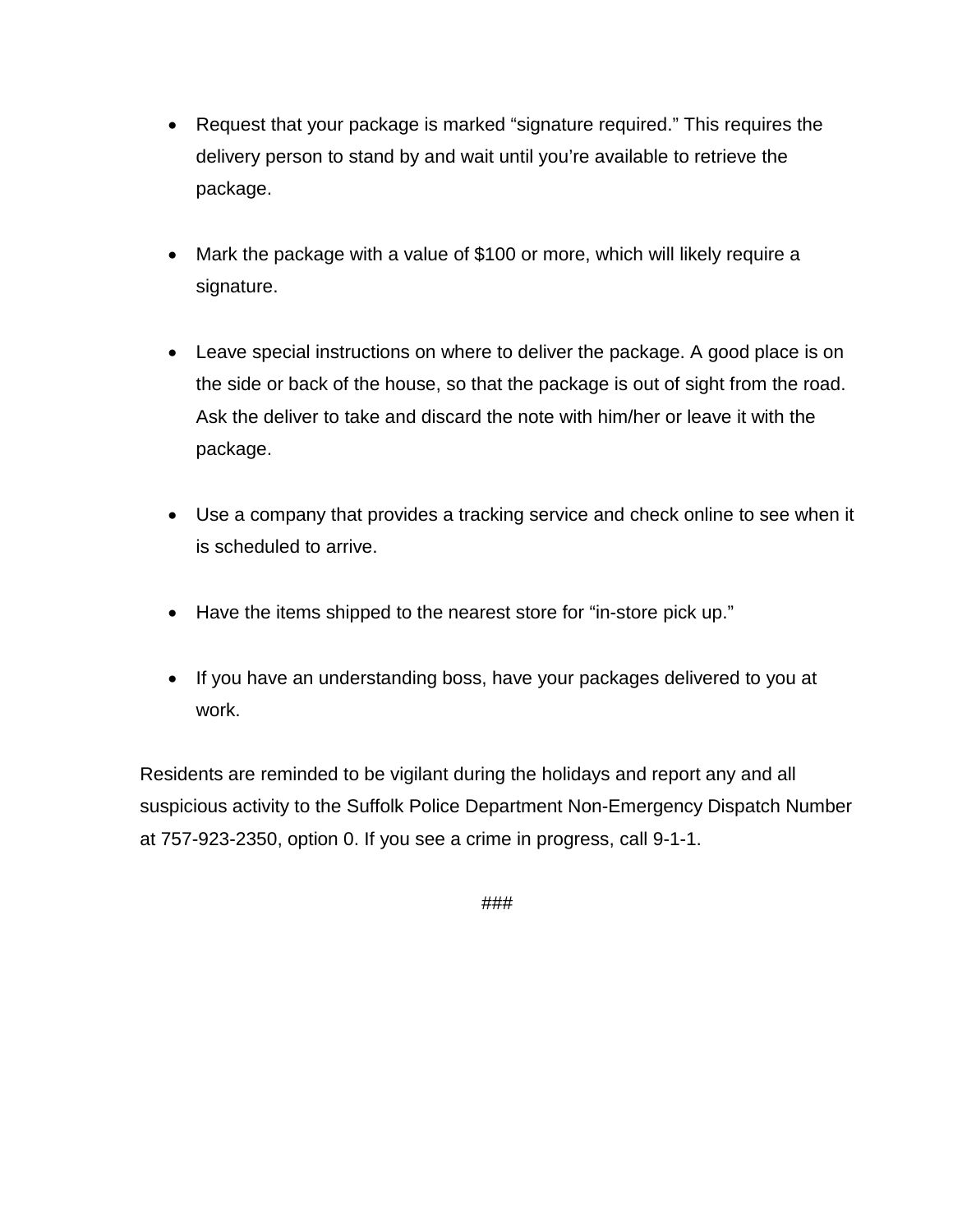- Request that your package is marked “signature required.” This requires the delivery person to stand by and wait until you’re available to retrieve the package.

- Mark the package with a value of $100 or more, which will likely require a signature.

- Leave special instructions on where to deliver the package. A good place is on the side or back of the house, so that the package is out of sight from the road. Ask the deliver to take and discard the note with him/her or leave it with the package.

- Use a company that provides a tracking service and check online to see when it is scheduled to arrive.

- Have the items shipped to the nearest store for “in-store pick up.”

- If you have an understanding boss, have your packages delivered to you at work.

Residents are reminded to be vigilant during the holidays and report any and all suspicious activity to the Suffolk Police Department Non-Emergency Dispatch Number at 757-923-2350, option 0. If you see a crime in progress, call 9-1-1.

###